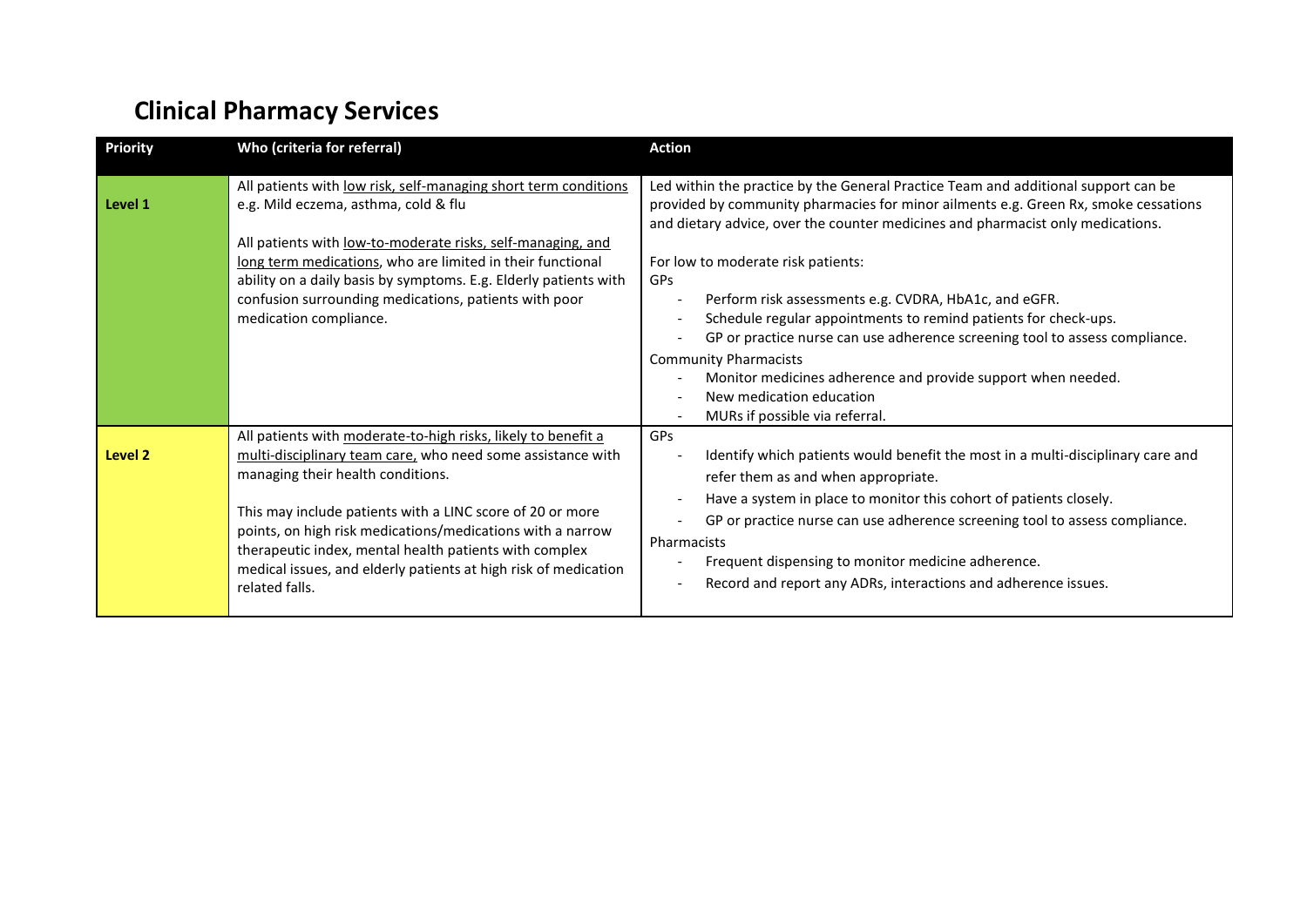# Clinical Pharmacy Services

| Priority | Who (criteria for referral) | Action |
|---|---|---|
| **Level 1** | All patients with low risk, self-managing short term conditions e.g. Mild eczema, asthma, cold & flu<br><br>All patients with low-to-moderate risks, self-managing, and long term medications, who are limited in their functional ability on a daily basis by symptoms. E.g. Elderly patients with confusion surrounding medications, patients with poor medication compliance. | Led within the practice by the General Practice Team and additional support can be provided by community pharmacies for minor ailments e.g. Green Rx, smoke cessations and dietary advice, over the counter medicines and pharmacist only medications.<br><br>For low to moderate risk patients:<br>GPs<br>- Perform risk assessments e.g. CVDRA, HbA1c, and eGFR.<br>- Schedule regular appointments to remind patients for check-ups.<br>- GP or practice nurse can use adherence screening tool to assess compliance.<br>Community Pharmacists<br>- Monitor medicines adherence and provide support when needed.<br>- New medication education<br>- MURs if possible via referral. |
| **Level 2** | All patients with moderate-to-high risks, likely to benefit a multi-disciplinary team care, who need some assistance with managing their health conditions.<br><br>This may include patients with a LINC score of 20 or more points, on high risk medications/medications with a narrow therapeutic index, mental health patients with complex medical issues, and elderly patients at high risk of medication related falls. | GPs<br>- Identify which patients would benefit the most in a multi-disciplinary care and refer them as and when appropriate.<br>- Have a system in place to monitor this cohort of patients closely.<br>- GP or practice nurse can use adherence screening tool to assess compliance.<br>Pharmacists<br>- Frequent dispensing to monitor medicine adherence.<br>- Record and report any ADRs, interactions and adherence issues. |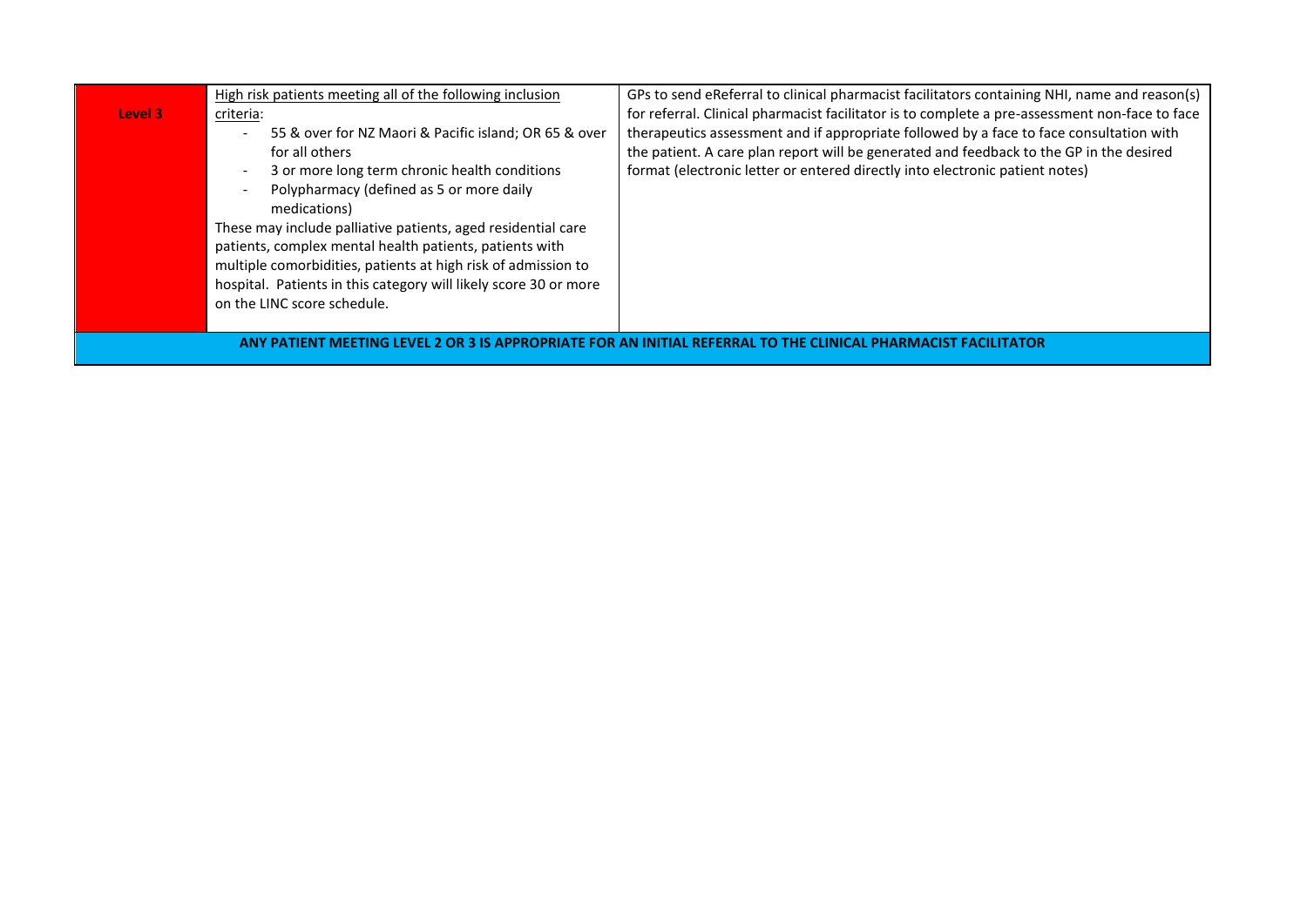| | | |
|---|---|---|
| **Level 3** | High risk patients meeting all of the following inclusion criteria:<br>- 55 & over for NZ Maori & Pacific island; OR 65 & over for all others<br>- 3 or more long term chronic health conditions<br>- Polypharmacy (defined as 5 or more daily medications)<br>These may include palliative patients, aged residential care patients, complex mental health patients, patients with multiple comorbidities, patients at high risk of admission to hospital. Patients in this category will likely score 30 or more on the LINC score schedule. | GPs to send eReferral to clinical pharmacist facilitators containing NHI, name and reason(s) for referral. Clinical pharmacist facilitator is to complete a pre-assessment non-face to face therapeutics assessment and if appropriate followed by a face to face consultation with the patient. A care plan report will be generated and feedback to the GP in the desired format (electronic letter or entered directly into electronic patient notes) |
| **ANY PATIENT MEETING LEVEL 2 OR 3 IS APPROPRIATE FOR AN INITIAL REFERRAL TO THE CLINICAL PHARMACIST FACILITATOR** | | |